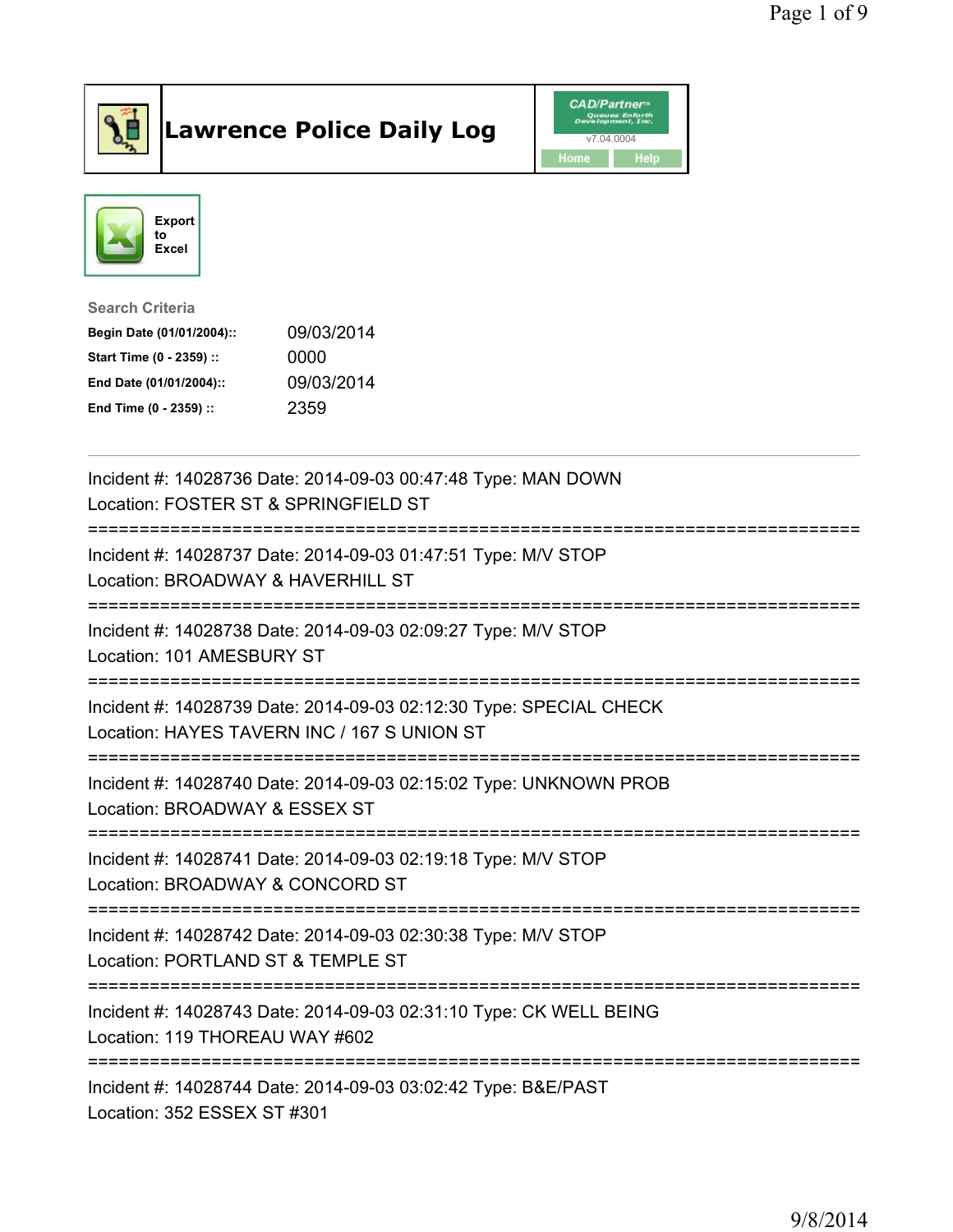# Lawrence Police Daily Log

CAD/Partner™ v7.04.0004

Home Help

Export to Excel

**Search Criteria**

| | |
|---|---|
| **Begin Date (01/01/2004)::** | 09/03/2014 |
| **Start Time (0 - 2359) ::** | 0000 |
| **End Date (01/01/2004)::** | 09/03/2014 |
| **End Time (0 - 2359) ::** | 2359 |

---

Incident #: 14028736 Date: 2014-09-03 00:47:48 Type: MAN DOWN
Location: FOSTER ST & SPRINGFIELD ST

===========================================================================

Incident #: 14028737 Date: 2014-09-03 01:47:51 Type: M/V STOP
Location: BROADWAY & HAVERHILL ST

===========================================================================

Incident #: 14028738 Date: 2014-09-03 02:09:27 Type: M/V STOP
Location: 101 AMESBURY ST

===========================================================================

Incident #: 14028739 Date: 2014-09-03 02:12:30 Type: SPECIAL CHECK
Location: HAYES TAVERN INC / 167 S UNION ST

===========================================================================

Incident #: 14028740 Date: 2014-09-03 02:15:02 Type: UNKNOWN PROB
Location: BROADWAY & ESSEX ST

===========================================================================

Incident #: 14028741 Date: 2014-09-03 02:19:18 Type: M/V STOP
Location: BROADWAY & CONCORD ST

===========================================================================

Incident #: 14028742 Date: 2014-09-03 02:30:38 Type: M/V STOP
Location: PORTLAND ST & TEMPLE ST

===========================================================================

Incident #: 14028743 Date: 2014-09-03 02:31:10 Type: CK WELL BEING
Location: 119 THOREAU WAY #602

===========================================================================

Incident #: 14028744 Date: 2014-09-03 03:02:42 Type: B&E/PAST
Location: 352 ESSEX ST #301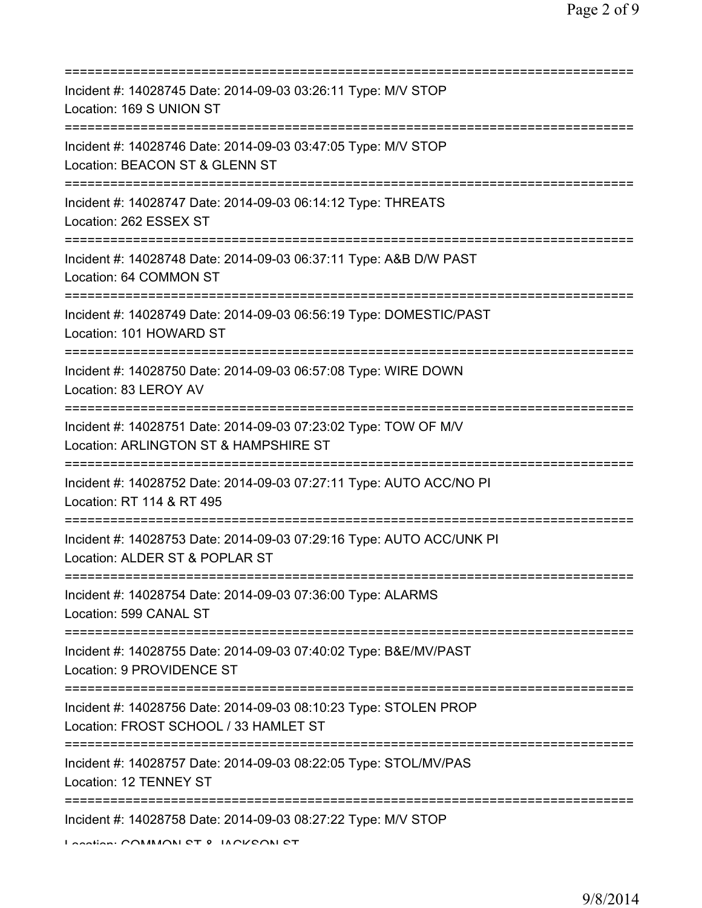==============================================================================
Incident #: 14028745 Date: 2014-09-03 03:26:11 Type: M/V STOP
Location: 169 S UNION ST
==============================================================================
Incident #: 14028746 Date: 2014-09-03 03:47:05 Type: M/V STOP
Location: BEACON ST & GLENN ST
==============================================================================
Incident #: 14028747 Date: 2014-09-03 06:14:12 Type: THREATS
Location: 262 ESSEX ST
==============================================================================
Incident #: 14028748 Date: 2014-09-03 06:37:11 Type: A&B D/W PAST
Location: 64 COMMON ST
==============================================================================
Incident #: 14028749 Date: 2014-09-03 06:56:19 Type: DOMESTIC/PAST
Location: 101 HOWARD ST
==============================================================================
Incident #: 14028750 Date: 2014-09-03 06:57:08 Type: WIRE DOWN
Location: 83 LEROY AV
==============================================================================
Incident #: 14028751 Date: 2014-09-03 07:23:02 Type: TOW OF M/V
Location: ARLINGTON ST & HAMPSHIRE ST
==============================================================================
Incident #: 14028752 Date: 2014-09-03 07:27:11 Type: AUTO ACC/NO PI
Location: RT 114 & RT 495
==============================================================================
Incident #: 14028753 Date: 2014-09-03 07:29:16 Type: AUTO ACC/UNK PI
Location: ALDER ST & POPLAR ST
==============================================================================
Incident #: 14028754 Date: 2014-09-03 07:36:00 Type: ALARMS
Location: 599 CANAL ST
==============================================================================
Incident #: 14028755 Date: 2014-09-03 07:40:02 Type: B&E/MV/PAST
Location: 9 PROVIDENCE ST
==============================================================================
Incident #: 14028756 Date: 2014-09-03 08:10:23 Type: STOLEN PROP
Location: FROST SCHOOL / 33 HAMLET ST
==============================================================================
Incident #: 14028757 Date: 2014-09-03 08:22:05 Type: STOL/MV/PAS
Location: 12 TENNEY ST
==============================================================================
Incident #: 14028758 Date: 2014-09-03 08:27:22 Type: M/V STOP
Location: COMMON ST & JACKSON ST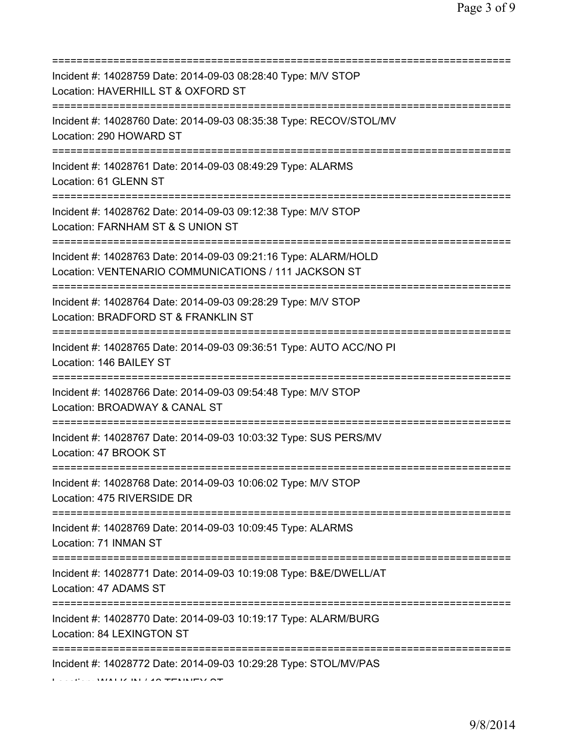===========================================================================
Incident #: 14028759 Date: 2014-09-03 08:28:40 Type: M/V STOP
Location: HAVERHILL ST & OXFORD ST
===========================================================================
Incident #: 14028760 Date: 2014-09-03 08:35:38 Type: RECOV/STOL/MV
Location: 290 HOWARD ST
===========================================================================
Incident #: 14028761 Date: 2014-09-03 08:49:29 Type: ALARMS
Location: 61 GLENN ST
===========================================================================
Incident #: 14028762 Date: 2014-09-03 09:12:38 Type: M/V STOP
Location: FARNHAM ST & S UNION ST
===========================================================================
Incident #: 14028763 Date: 2014-09-03 09:21:16 Type: ALARM/HOLD
Location: VENTENARIO COMMUNICATIONS / 111 JACKSON ST
===========================================================================
Incident #: 14028764 Date: 2014-09-03 09:28:29 Type: M/V STOP
Location: BRADFORD ST & FRANKLIN ST
===========================================================================
Incident #: 14028765 Date: 2014-09-03 09:36:51 Type: AUTO ACC/NO PI
Location: 146 BAILEY ST
===========================================================================
Incident #: 14028766 Date: 2014-09-03 09:54:48 Type: M/V STOP
Location: BROADWAY & CANAL ST
===========================================================================
Incident #: 14028767 Date: 2014-09-03 10:03:32 Type: SUS PERS/MV
Location: 47 BROOK ST
===========================================================================
Incident #: 14028768 Date: 2014-09-03 10:06:02 Type: M/V STOP
Location: 475 RIVERSIDE DR
===========================================================================
Incident #: 14028769 Date: 2014-09-03 10:09:45 Type: ALARMS
Location: 71 INMAN ST
===========================================================================
Incident #: 14028771 Date: 2014-09-03 10:19:08 Type: B&E/DWELL/AT
Location: 47 ADAMS ST
===========================================================================
Incident #: 14028770 Date: 2014-09-03 10:19:17 Type: ALARM/BURG
Location: 84 LEXINGTON ST
===========================================================================
Incident #: 14028772 Date: 2014-09-03 10:29:28 Type: STOL/MV/PAS
Location: WALK IN / 10 TENNEY ST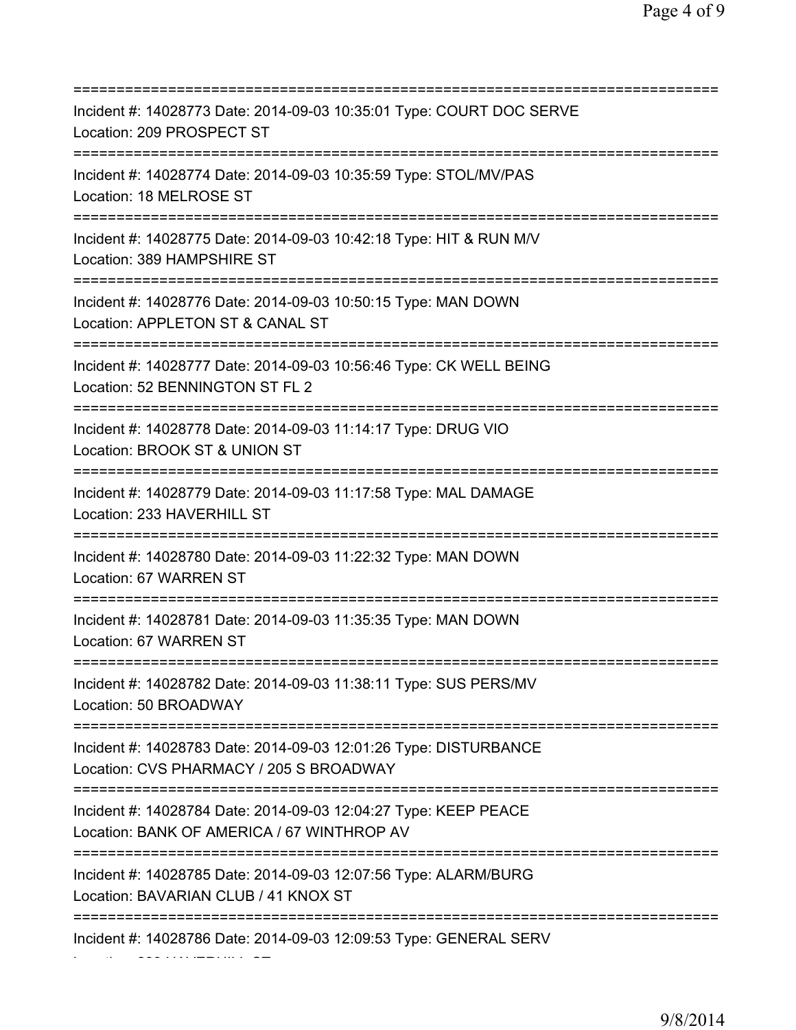==============================================================================
Incident #: 14028773 Date: 2014-09-03 10:35:01 Type: COURT DOC SERVE
Location: 209 PROSPECT ST
==============================================================================
Incident #: 14028774 Date: 2014-09-03 10:35:59 Type: STOL/MV/PAS
Location: 18 MELROSE ST
==============================================================================
Incident #: 14028775 Date: 2014-09-03 10:42:18 Type: HIT & RUN M/V
Location: 389 HAMPSHIRE ST
==============================================================================
Incident #: 14028776 Date: 2014-09-03 10:50:15 Type: MAN DOWN
Location: APPLETON ST & CANAL ST
==============================================================================
Incident #: 14028777 Date: 2014-09-03 10:56:46 Type: CK WELL BEING
Location: 52 BENNINGTON ST FL 2
==============================================================================
Incident #: 14028778 Date: 2014-09-03 11:14:17 Type: DRUG VIO
Location: BROOK ST & UNION ST
==============================================================================
Incident #: 14028779 Date: 2014-09-03 11:17:58 Type: MAL DAMAGE
Location: 233 HAVERHILL ST
==============================================================================
Incident #: 14028780 Date: 2014-09-03 11:22:32 Type: MAN DOWN
Location: 67 WARREN ST
==============================================================================
Incident #: 14028781 Date: 2014-09-03 11:35:35 Type: MAN DOWN
Location: 67 WARREN ST
==============================================================================
Incident #: 14028782 Date: 2014-09-03 11:38:11 Type: SUS PERS/MV
Location: 50 BROADWAY
==============================================================================
Incident #: 14028783 Date: 2014-09-03 12:01:26 Type: DISTURBANCE
Location: CVS PHARMACY / 205 S BROADWAY
==============================================================================
Incident #: 14028784 Date: 2014-09-03 12:04:27 Type: KEEP PEACE
Location: BANK OF AMERICA / 67 WINTHROP AV
==============================================================================
Incident #: 14028785 Date: 2014-09-03 12:07:56 Type: ALARM/BURG
Location: BAVARIAN CLUB / 41 KNOX ST
==============================================================================
Incident #: 14028786 Date: 2014-09-03 12:09:53 Type: GENERAL SERV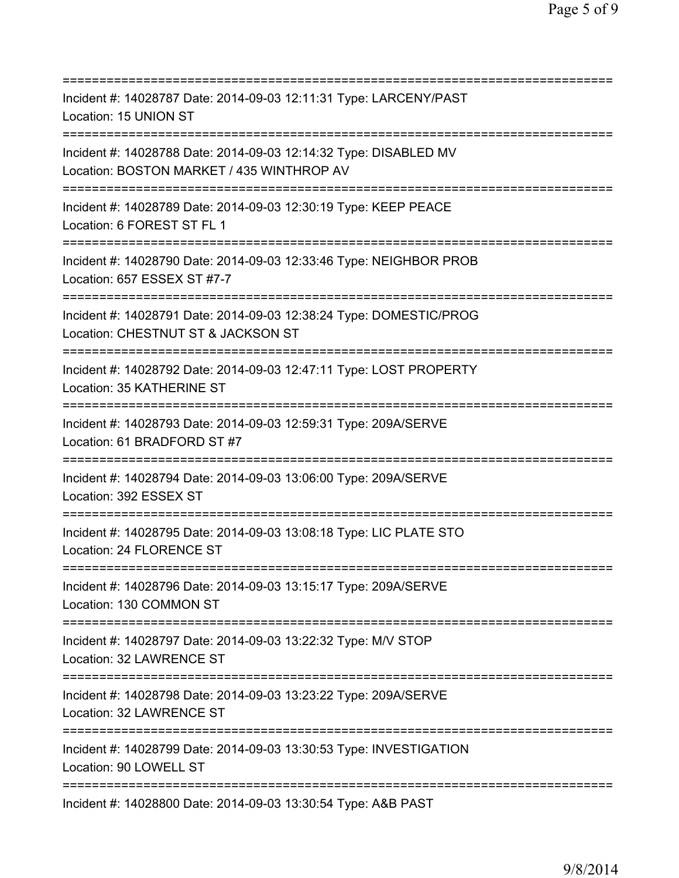===========================================================================
Incident #: 14028787 Date: 2014-09-03 12:11:31 Type: LARCENY/PAST
Location: 15 UNION ST
===========================================================================
Incident #: 14028788 Date: 2014-09-03 12:14:32 Type: DISABLED MV
Location: BOSTON MARKET / 435 WINTHROP AV
===========================================================================
Incident #: 14028789 Date: 2014-09-03 12:30:19 Type: KEEP PEACE
Location: 6 FOREST ST FL 1
===========================================================================
Incident #: 14028790 Date: 2014-09-03 12:33:46 Type: NEIGHBOR PROB
Location: 657 ESSEX ST #7-7
===========================================================================
Incident #: 14028791 Date: 2014-09-03 12:38:24 Type: DOMESTIC/PROG
Location: CHESTNUT ST & JACKSON ST
===========================================================================
Incident #: 14028792 Date: 2014-09-03 12:47:11 Type: LOST PROPERTY
Location: 35 KATHERINE ST
===========================================================================
Incident #: 14028793 Date: 2014-09-03 12:59:31 Type: 209A/SERVE
Location: 61 BRADFORD ST #7
===========================================================================
Incident #: 14028794 Date: 2014-09-03 13:06:00 Type: 209A/SERVE
Location: 392 ESSEX ST
===========================================================================
Incident #: 14028795 Date: 2014-09-03 13:08:18 Type: LIC PLATE STO
Location: 24 FLORENCE ST
===========================================================================
Incident #: 14028796 Date: 2014-09-03 13:15:17 Type: 209A/SERVE
Location: 130 COMMON ST
===========================================================================
Incident #: 14028797 Date: 2014-09-03 13:22:32 Type: M/V STOP
Location: 32 LAWRENCE ST
===========================================================================
Incident #: 14028798 Date: 2014-09-03 13:23:22 Type: 209A/SERVE
Location: 32 LAWRENCE ST
===========================================================================
Incident #: 14028799 Date: 2014-09-03 13:30:53 Type: INVESTIGATION
Location: 90 LOWELL ST
===========================================================================
Incident #: 14028800 Date: 2014-09-03 13:30:54 Type: A&B PAST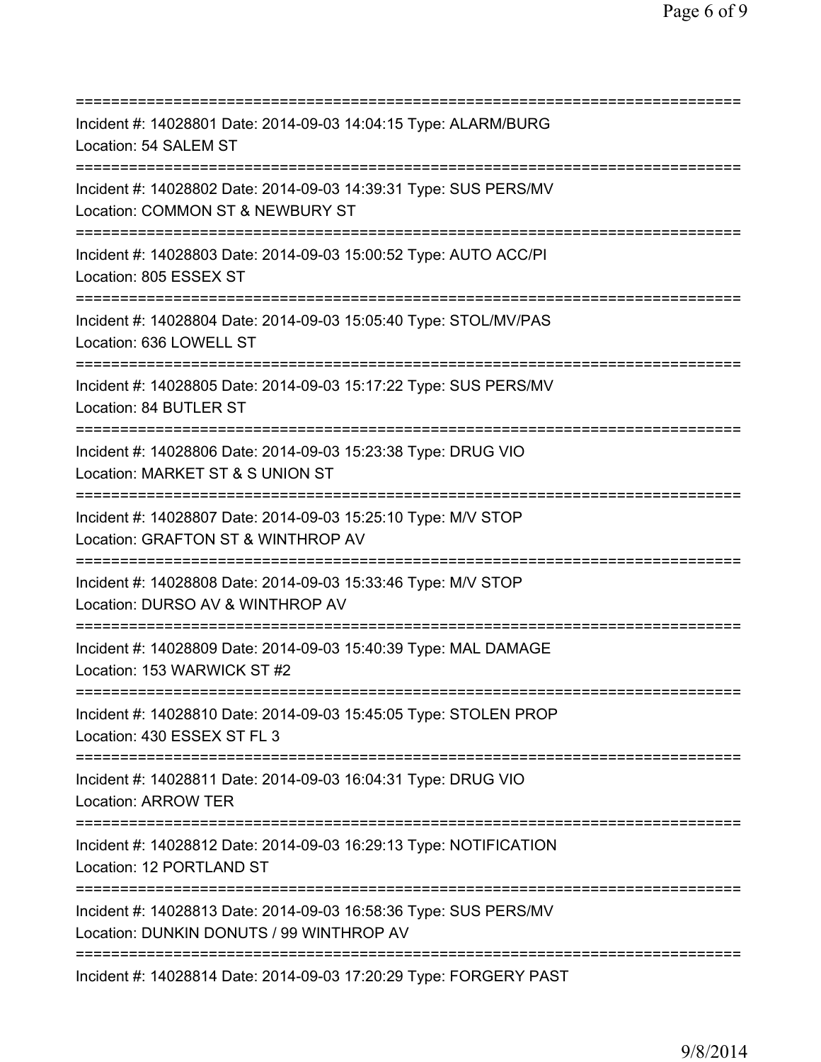==============================================================================
Incident #: 14028801 Date: 2014-09-03 14:04:15 Type: ALARM/BURG
Location: 54 SALEM ST
==============================================================================
Incident #: 14028802 Date: 2014-09-03 14:39:31 Type: SUS PERS/MV
Location: COMMON ST & NEWBURY ST
==============================================================================
Incident #: 14028803 Date: 2014-09-03 15:00:52 Type: AUTO ACC/PI
Location: 805 ESSEX ST
==============================================================================
Incident #: 14028804 Date: 2014-09-03 15:05:40 Type: STOL/MV/PAS
Location: 636 LOWELL ST
==============================================================================
Incident #: 14028805 Date: 2014-09-03 15:17:22 Type: SUS PERS/MV
Location: 84 BUTLER ST
==============================================================================
Incident #: 14028806 Date: 2014-09-03 15:23:38 Type: DRUG VIO
Location: MARKET ST & S UNION ST
==============================================================================
Incident #: 14028807 Date: 2014-09-03 15:25:10 Type: M/V STOP
Location: GRAFTON ST & WINTHROP AV
==============================================================================
Incident #: 14028808 Date: 2014-09-03 15:33:46 Type: M/V STOP
Location: DURSO AV & WINTHROP AV
==============================================================================
Incident #: 14028809 Date: 2014-09-03 15:40:39 Type: MAL DAMAGE
Location: 153 WARWICK ST #2
==============================================================================
Incident #: 14028810 Date: 2014-09-03 15:45:05 Type: STOLEN PROP
Location: 430 ESSEX ST FL 3
==============================================================================
Incident #: 14028811 Date: 2014-09-03 16:04:31 Type: DRUG VIO
Location: ARROW TER
==============================================================================
Incident #: 14028812 Date: 2014-09-03 16:29:13 Type: NOTIFICATION
Location: 12 PORTLAND ST
==============================================================================
Incident #: 14028813 Date: 2014-09-03 16:58:36 Type: SUS PERS/MV
Location: DUNKIN DONUTS / 99 WINTHROP AV
==============================================================================
Incident #: 14028814 Date: 2014-09-03 17:20:29 Type: FORGERY PAST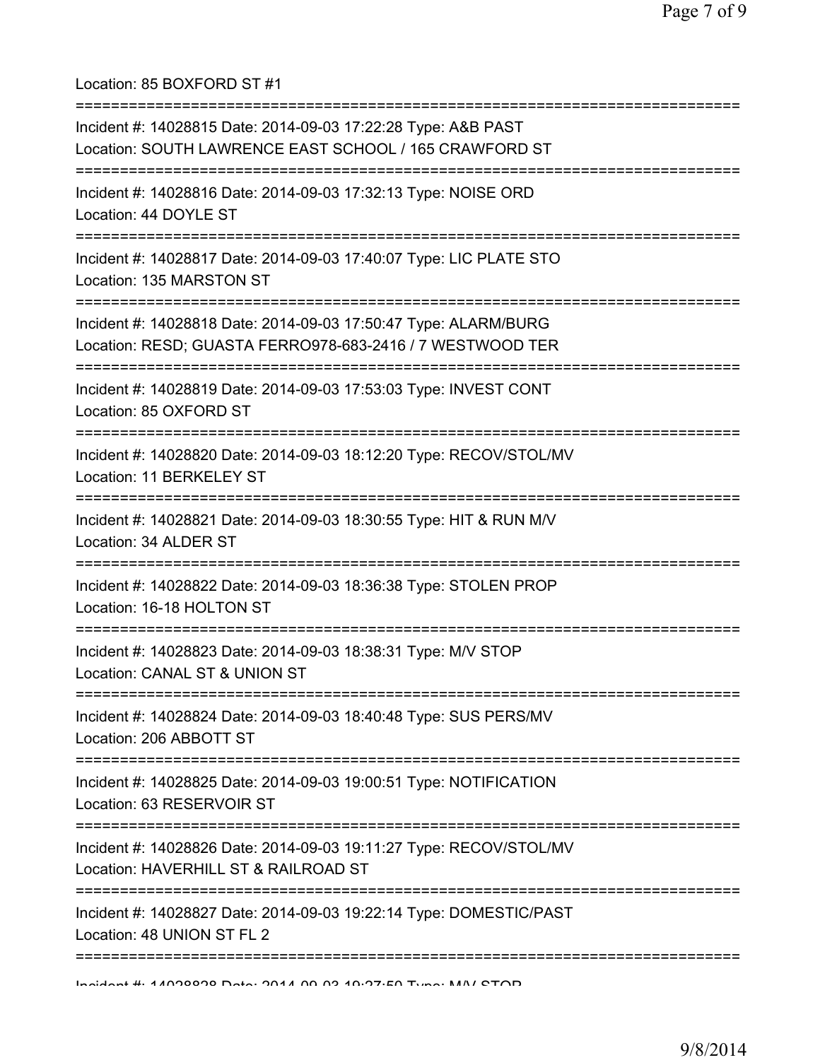Location: 85 BOXFORD ST #1

===========================================================================

Incident #: 14028815 Date: 2014-09-03 17:22:28 Type: A&B PAST
Location: SOUTH LAWRENCE EAST SCHOOL / 165 CRAWFORD ST

===========================================================================

Incident #: 14028816 Date: 2014-09-03 17:32:13 Type: NOISE ORD
Location: 44 DOYLE ST

===========================================================================

Incident #: 14028817 Date: 2014-09-03 17:40:07 Type: LIC PLATE STO
Location: 135 MARSTON ST

===========================================================================

Incident #: 14028818 Date: 2014-09-03 17:50:47 Type: ALARM/BURG
Location: RESD; GUASTA FERRO978-683-2416 / 7 WESTWOOD TER

===========================================================================

Incident #: 14028819 Date: 2014-09-03 17:53:03 Type: INVEST CONT
Location: 85 OXFORD ST

===========================================================================

Incident #: 14028820 Date: 2014-09-03 18:12:20 Type: RECOV/STOL/MV
Location: 11 BERKELEY ST

===========================================================================

Incident #: 14028821 Date: 2014-09-03 18:30:55 Type: HIT & RUN M/V
Location: 34 ALDER ST

===========================================================================

Incident #: 14028822 Date: 2014-09-03 18:36:38 Type: STOLEN PROP
Location: 16-18 HOLTON ST

===========================================================================

Incident #: 14028823 Date: 2014-09-03 18:38:31 Type: M/V STOP
Location: CANAL ST & UNION ST

===========================================================================

Incident #: 14028824 Date: 2014-09-03 18:40:48 Type: SUS PERS/MV
Location: 206 ABBOTT ST

===========================================================================

Incident #: 14028825 Date: 2014-09-03 19:00:51 Type: NOTIFICATION
Location: 63 RESERVOIR ST

===========================================================================

Incident #: 14028826 Date: 2014-09-03 19:11:27 Type: RECOV/STOL/MV
Location: HAVERHILL ST & RAILROAD ST

===========================================================================

Incident #: 14028827 Date: 2014-09-03 19:22:14 Type: DOMESTIC/PAST
Location: 48 UNION ST FL 2

===========================================================================

Incident #: 14028828 Date: 2014-09-03 19:27:50 Type: M/V STOP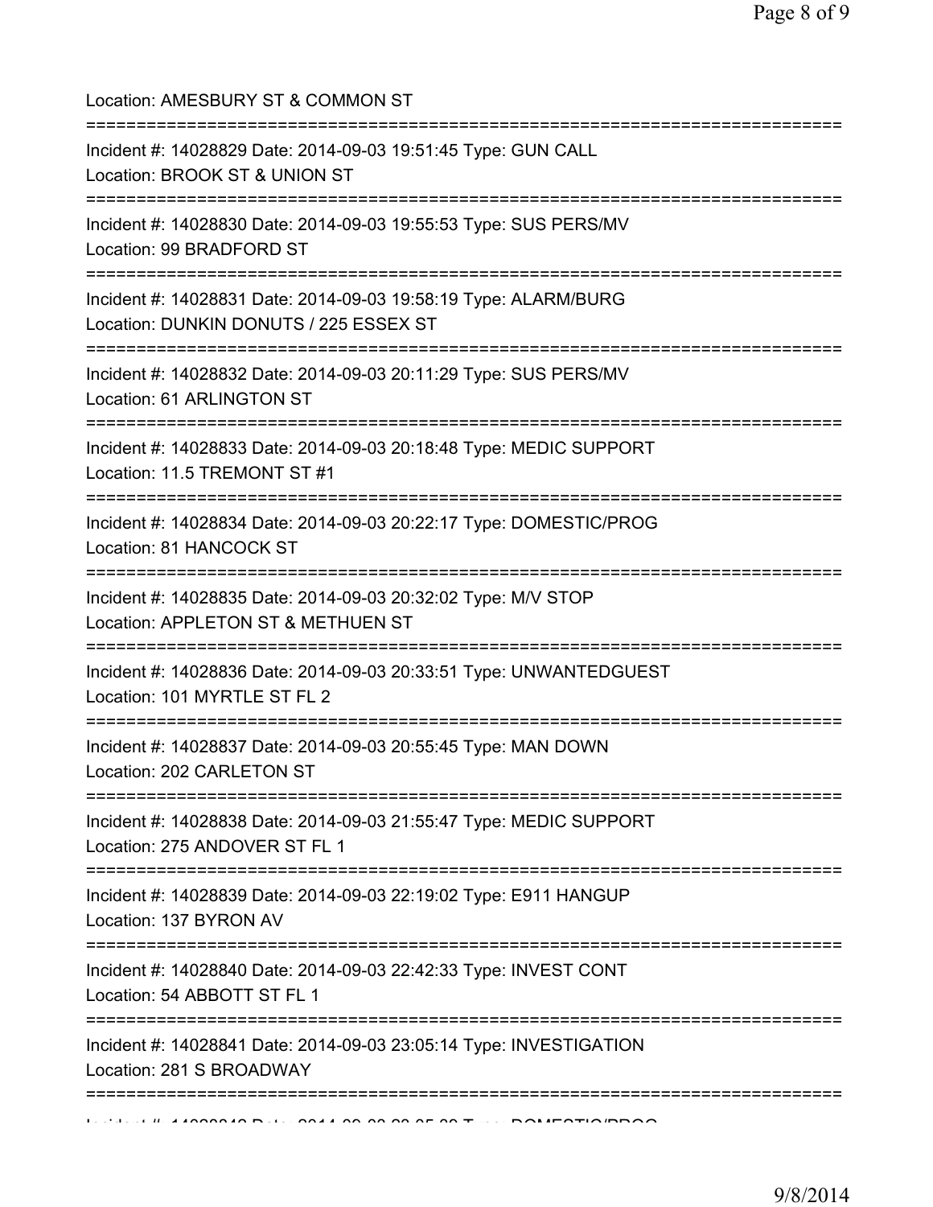Location: AMESBURY ST & COMMON ST

===========================================================================

Incident #: 14028829 Date: 2014-09-03 19:51:45 Type: GUN CALL
Location: BROOK ST & UNION ST

===========================================================================

Incident #: 14028830 Date: 2014-09-03 19:55:53 Type: SUS PERS/MV
Location: 99 BRADFORD ST

===========================================================================

Incident #: 14028831 Date: 2014-09-03 19:58:19 Type: ALARM/BURG
Location: DUNKIN DONUTS / 225 ESSEX ST

===========================================================================

Incident #: 14028832 Date: 2014-09-03 20:11:29 Type: SUS PERS/MV
Location: 61 ARLINGTON ST

===========================================================================

Incident #: 14028833 Date: 2014-09-03 20:18:48 Type: MEDIC SUPPORT
Location: 11.5 TREMONT ST #1

===========================================================================

Incident #: 14028834 Date: 2014-09-03 20:22:17 Type: DOMESTIC/PROG
Location: 81 HANCOCK ST

===========================================================================

Incident #: 14028835 Date: 2014-09-03 20:32:02 Type: M/V STOP
Location: APPLETON ST & METHUEN ST

===========================================================================

Incident #: 14028836 Date: 2014-09-03 20:33:51 Type: UNWANTEDGUEST
Location: 101 MYRTLE ST FL 2

===========================================================================

Incident #: 14028837 Date: 2014-09-03 20:55:45 Type: MAN DOWN
Location: 202 CARLETON ST

===========================================================================

Incident #: 14028838 Date: 2014-09-03 21:55:47 Type: MEDIC SUPPORT
Location: 275 ANDOVER ST FL 1

===========================================================================

Incident #: 14028839 Date: 2014-09-03 22:19:02 Type: E911 HANGUP
Location: 137 BYRON AV

===========================================================================

Incident #: 14028840 Date: 2014-09-03 22:42:33 Type: INVEST CONT
Location: 54 ABBOTT ST FL 1

===========================================================================

Incident #: 14028841 Date: 2014-09-03 23:05:14 Type: INVESTIGATION
Location: 281 S BROADWAY

===========================================================================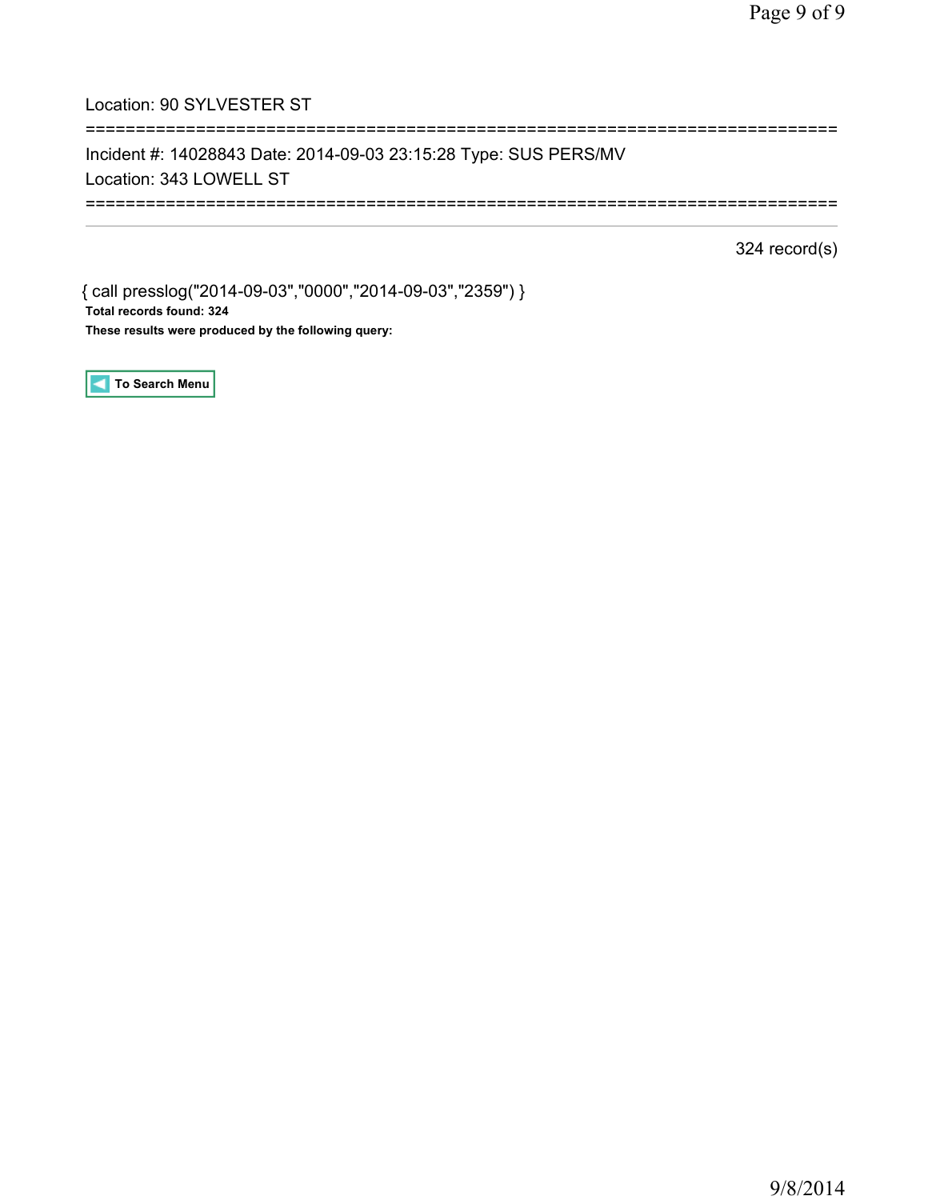Location: 90 SYLVESTER ST

===========================================================================

Incident #: 14028843 Date: 2014-09-03 23:15:28 Type: SUS PERS/MV

Location: 343 LOWELL ST

===========================================================================

---

324 record(s)

{ call presslog("2014-09-03","0000","2014-09-03","2359") }

**Total records found: 324**

**These results were produced by the following query:**

**To Search Menu**